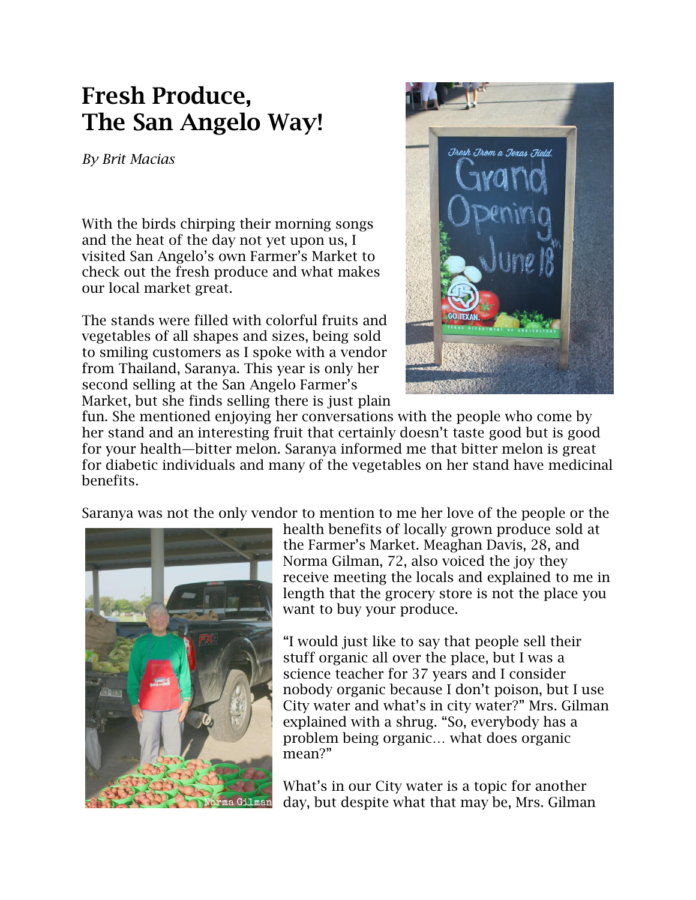# Fresh Produce, The San Angelo Way!

*By Brit Macias*

With the birds chirping their morning songs and the heat of the day not yet upon us, I visited San Angelo's own Farmer's Market to check out the fresh produce and what makes our local market great.

The stands were filled with colorful fruits and vegetables of all shapes and sizes, being sold to smiling customers as I spoke with a vendor from Thailand, Saranya. This year is only her second selling at the San Angelo Farmer's Market, but she finds selling there is just plain fun. She mentioned enjoying her conversations with the people who come by her stand and an interesting fruit that certainly doesn't taste good but is good for your health—bitter melon. Saranya informed me that bitter melon is great for diabetic individuals and many of the vegetables on her stand have medicinal benefits.

Saranya was not the only vendor to mention to me her love of the people or the health benefits of locally grown produce sold at the Farmer's Market. Meaghan Davis, 28, and Norma Gilman, 72, also voiced the joy they receive meeting the locals and explained to me in length that the grocery store is not the place you want to buy your produce.

"I would just like to say that people sell their stuff organic all over the place, but I was a science teacher for 37 years and I consider nobody organic because I don't poison, but I use City water and what's in city water?" Mrs. Gilman explained with a shrug. "So, everybody has a problem being organic… what does organic mean?"

What's in our City water is a topic for another day, but despite what that may be, Mrs. Gilman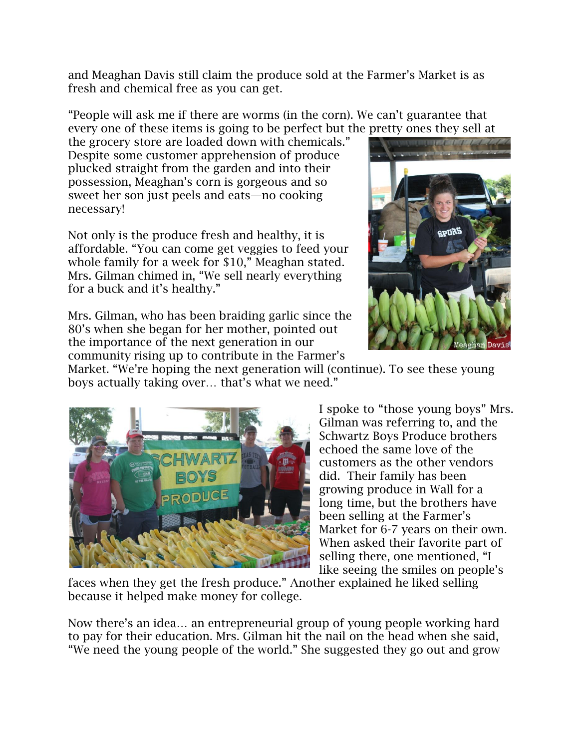and Meaghan Davis still claim the produce sold at the Farmer's Market is as fresh and chemical free as you can get.

"People will ask me if there are worms (in the corn). We can't guarantee that every one of these items is going to be perfect but the pretty ones they sell at the grocery store are loaded down with chemicals." Despite some customer apprehension of produce plucked straight from the garden and into their possession, Meaghan's corn is gorgeous and so sweet her son just peels and eats—no cooking necessary!

Meaghan Davis

Not only is the produce fresh and healthy, it is affordable. "You can come get veggies to feed your whole family for a week for $10," Meaghan stated. Mrs. Gilman chimed in, "We sell nearly everything for a buck and it's healthy."

Mrs. Gilman, who has been braiding garlic since the 80's when she began for her mother, pointed out the importance of the next generation in our community rising up to contribute in the Farmer's Market. "We're hoping the next generation will (continue). To see these young boys actually taking over… that's what we need."

I spoke to "those young boys" Mrs. Gilman was referring to, and the Schwartz Boys Produce brothers echoed the same love of the customers as the other vendors did. Their family has been growing produce in Wall for a long time, but the brothers have been selling at the Farmer's Market for 6-7 years on their own. When asked their favorite part of selling there, one mentioned, "I like seeing the smiles on people's faces when they get the fresh produce." Another explained he liked selling because it helped make money for college.

Now there's an idea… an entrepreneurial group of young people working hard to pay for their education. Mrs. Gilman hit the nail on the head when she said, "We need the young people of the world." She suggested they go out and grow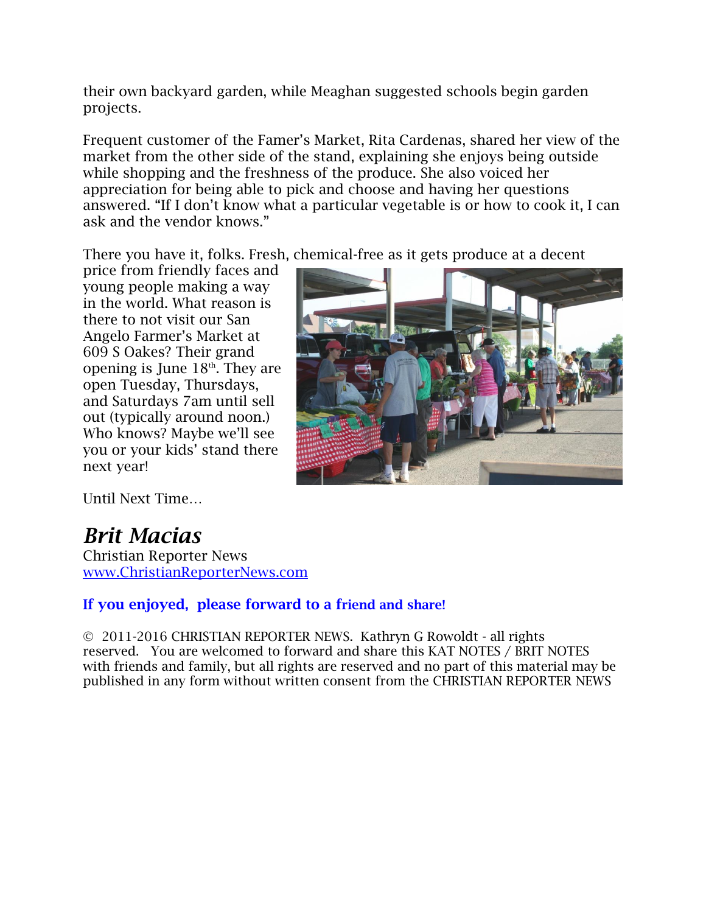their own backyard garden, while Meaghan suggested schools begin garden projects.

Frequent customer of the Famer's Market, Rita Cardenas, shared her view of the market from the other side of the stand, explaining she enjoys being outside while shopping and the freshness of the produce. She also voiced her appreciation for being able to pick and choose and having her questions answered. "If I don't know what a particular vegetable is or how to cook it, I can ask and the vendor knows."

There you have it, folks. Fresh, chemical-free as it gets produce at a decent price from friendly faces and young people making a way in the world. What reason is there to not visit our San Angelo Farmer's Market at 609 S Oakes? Their grand opening is June 18th. They are open Tuesday, Thursdays, and Saturdays 7am until sell out (typically around noon.) Who knows? Maybe we'll see you or your kids' stand there next year!

Until Next Time…

## *Brit Macias*

Christian Reporter News
www.ChristianReporterNews.com

**If you enjoyed, please forward to a friend and share!**

© 2011-2016 CHRISTIAN REPORTER NEWS. Kathryn G Rowoldt - all rights reserved. You are welcomed to forward and share this KAT NOTES / BRIT NOTES with friends and family, but all rights are reserved and no part of this material may be published in any form without written consent from the CHRISTIAN REPORTER NEWS